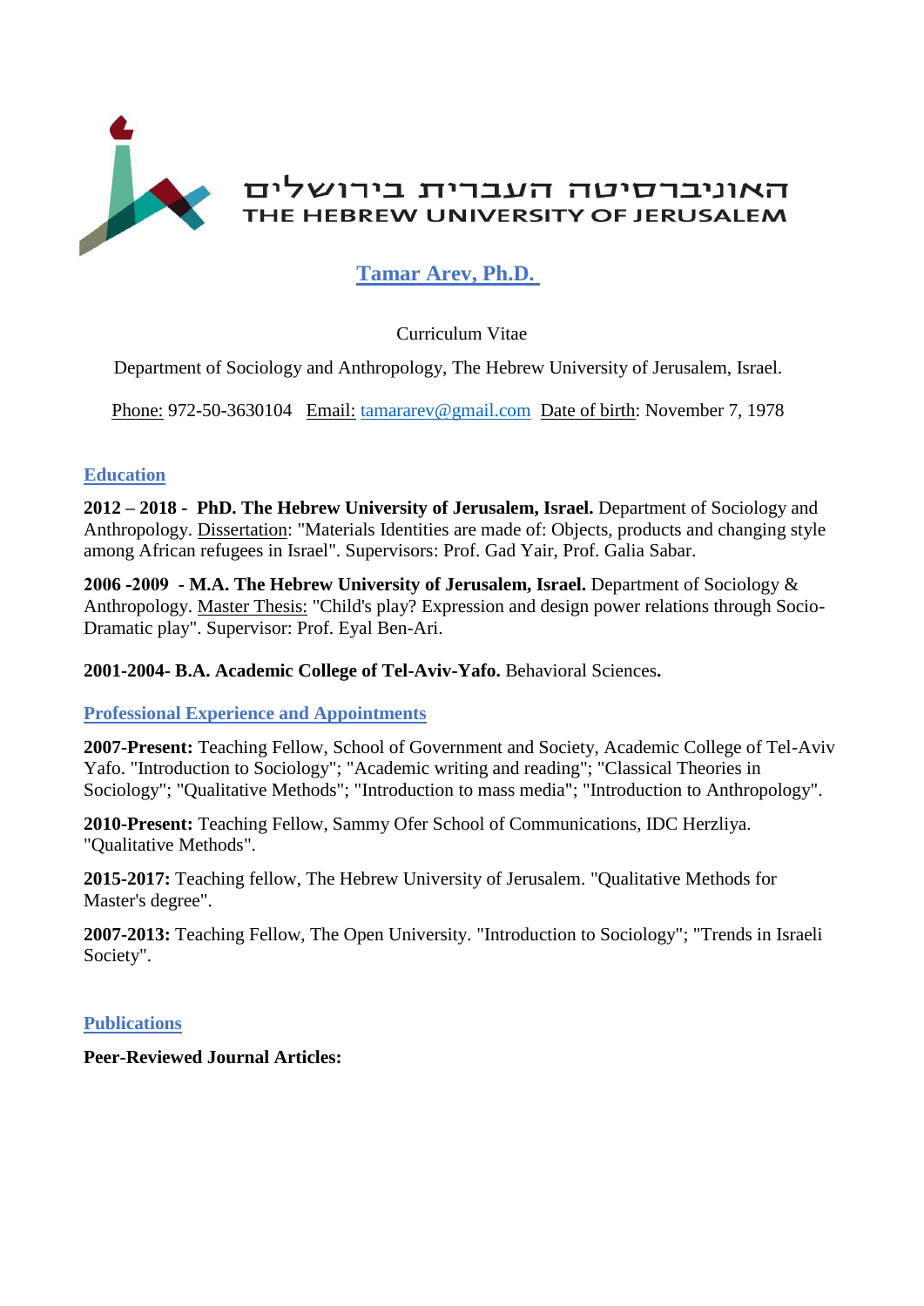האוניברסיטה העברית בירושלים
THE HEBREW UNIVERSITY OF JERUSALEM

# Tamar Arev, Ph.D.

Curriculum Vitae

Department of Sociology and Anthropology, The Hebrew University of Jerusalem, Israel.

Phone: 972-50-3630104 Email: tamararev@gmail.com Date of birth: November 7, 1978

## Education

**2012 – 2018 - PhD. The Hebrew University of Jerusalem, Israel.** Department of Sociology and Anthropology. Dissertation: "Materials Identities are made of: Objects, products and changing style among African refugees in Israel". Supervisors: Prof. Gad Yair, Prof. Galia Sabar.

**2006 -2009 - M.A. The Hebrew University of Jerusalem, Israel.** Department of Sociology & Anthropology. Master Thesis: "Child's play? Expression and design power relations through Socio-Dramatic play". Supervisor: Prof. Eyal Ben-Ari.

**2001-2004- B.A. Academic College of Tel-Aviv-Yafo.** Behavioral Sciences**.**

## Professional Experience and Appointments

**2007-Present:** Teaching Fellow, School of Government and Society, Academic College of Tel-Aviv Yafo. "Introduction to Sociology"; "Academic writing and reading"; "Classical Theories in Sociology"; "Qualitative Methods"; "Introduction to mass media"; "Introduction to Anthropology".

**2010-Present:** Teaching Fellow, Sammy Ofer School of Communications, IDC Herzliya. "Qualitative Methods".

**2015-2017:** Teaching fellow, The Hebrew University of Jerusalem. "Qualitative Methods for Master's degree".

**2007-2013:** Teaching Fellow, The Open University. "Introduction to Sociology"; "Trends in Israeli Society".

## Publications

**Peer-Reviewed Journal Articles:**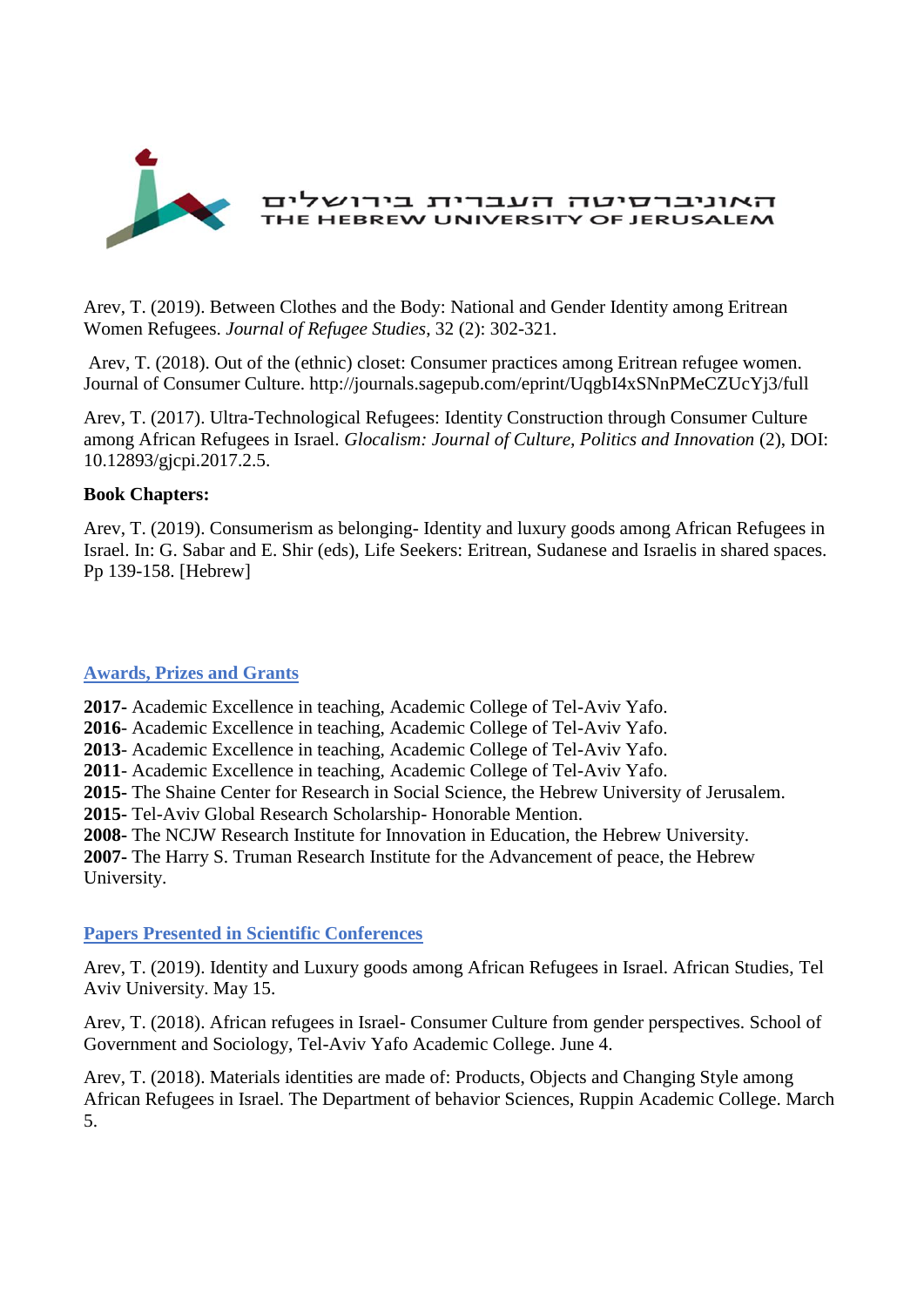Arev, T. (2019). Between Clothes and the Body: National and Gender Identity among Eritrean Women Refugees. *Journal of Refugee Studies*, 32 (2): 302-321.

Arev, T. (2018). Out of the (ethnic) closet: Consumer practices among Eritrean refugee women. Journal of Consumer Culture. http://journals.sagepub.com/eprint/UqgbI4xSNnPMeCZUcYj3/full

Arev, T. (2017). Ultra-Technological Refugees: Identity Construction through Consumer Culture among African Refugees in Israel. *Glocalism: Journal of Culture, Politics and Innovation* (2), DOI: 10.12893/gjcpi.2017.2.5.

**Book Chapters:**

Arev, T. (2019). Consumerism as belonging- Identity and luxury goods among African Refugees in Israel. In: G. Sabar and E. Shir (eds), Life Seekers: Eritrean, Sudanese and Israelis in shared spaces. Pp 139-158. [Hebrew]

## Awards, Prizes and Grants

**2017**- Academic Excellence in teaching, Academic College of Tel-Aviv Yafo.
**2016**- Academic Excellence in teaching, Academic College of Tel-Aviv Yafo.
**2013**- Academic Excellence in teaching, Academic College of Tel-Aviv Yafo.
**2011**- Academic Excellence in teaching, Academic College of Tel-Aviv Yafo.
**2015**- The Shaine Center for Research in Social Science, the Hebrew University of Jerusalem.
**2015**- Tel-Aviv Global Research Scholarship- Honorable Mention.
**2008**- The NCJW Research Institute for Innovation in Education, the Hebrew University.
**2007**- The Harry S. Truman Research Institute for the Advancement of peace, the Hebrew University.

## Papers Presented in Scientific Conferences

Arev, T. (2019). Identity and Luxury goods among African Refugees in Israel. African Studies, Tel Aviv University. May 15.

Arev, T. (2018). African refugees in Israel- Consumer Culture from gender perspectives. School of Government and Sociology, Tel-Aviv Yafo Academic College. June 4.

Arev, T. (2018). Materials identities are made of: Products, Objects and Changing Style among African Refugees in Israel. The Department of behavior Sciences, Ruppin Academic College. March 5.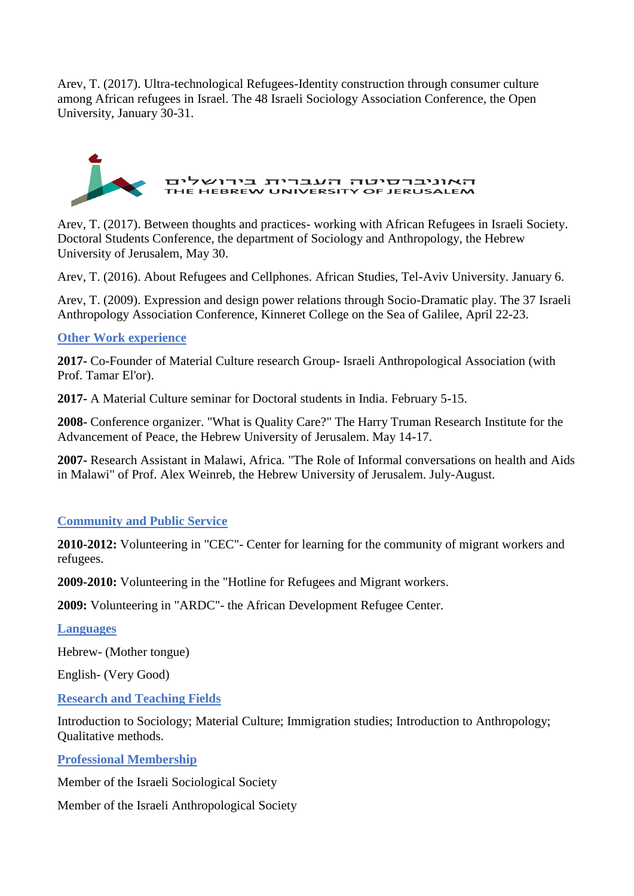Arev, T. (2017). Ultra-technological Refugees-Identity construction through consumer culture among African refugees in Israel. The 48 Israeli Sociology Association Conference, the Open University, January 30-31.

האוניברסיטה העברית בירושלים
THE HEBREW UNIVERSITY OF JERUSALEM

Arev, T. (2017). Between thoughts and practices- working with African Refugees in Israeli Society. Doctoral Students Conference, the department of Sociology and Anthropology, the Hebrew University of Jerusalem, May 30.

Arev, T. (2016). About Refugees and Cellphones. African Studies, Tel-Aviv University. January 6.

Arev, T. (2009). Expression and design power relations through Socio-Dramatic play. The 37 Israeli Anthropology Association Conference, Kinneret College on the Sea of Galilee, April 22-23.

## Other Work experience

**2017-** Co-Founder of Material Culture research Group- Israeli Anthropological Association (with Prof. Tamar El'or).

**2017-** A Material Culture seminar for Doctoral students in India. February 5-15.

**2008-** Conference organizer. "What is Quality Care?" The Harry Truman Research Institute for the Advancement of Peace, the Hebrew University of Jerusalem. May 14-17.

**2007-** Research Assistant in Malawi, Africa. "The Role of Informal conversations on health and Aids in Malawi" of Prof. Alex Weinreb, the Hebrew University of Jerusalem. July-August.

## Community and Public Service

**2010-2012:** Volunteering in "CEC"- Center for learning for the community of migrant workers and refugees.

**2009-2010:** Volunteering in the "Hotline for Refugees and Migrant workers.

**2009:** Volunteering in "ARDC"- the African Development Refugee Center.

## Languages

Hebrew- (Mother tongue)

English- (Very Good)

## Research and Teaching Fields

Introduction to Sociology; Material Culture; Immigration studies; Introduction to Anthropology; Qualitative methods.

## Professional Membership

Member of the Israeli Sociological Society

Member of the Israeli Anthropological Society